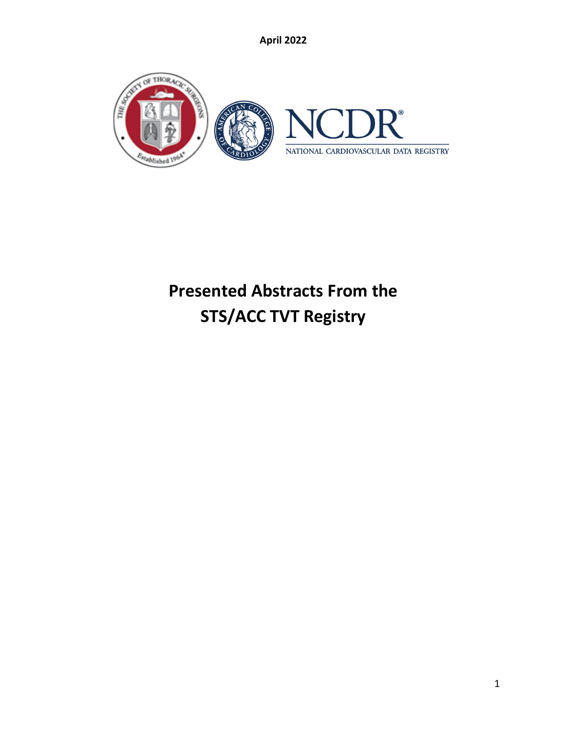April 2022

# Presented Abstracts From the STS/ACC TVT Registry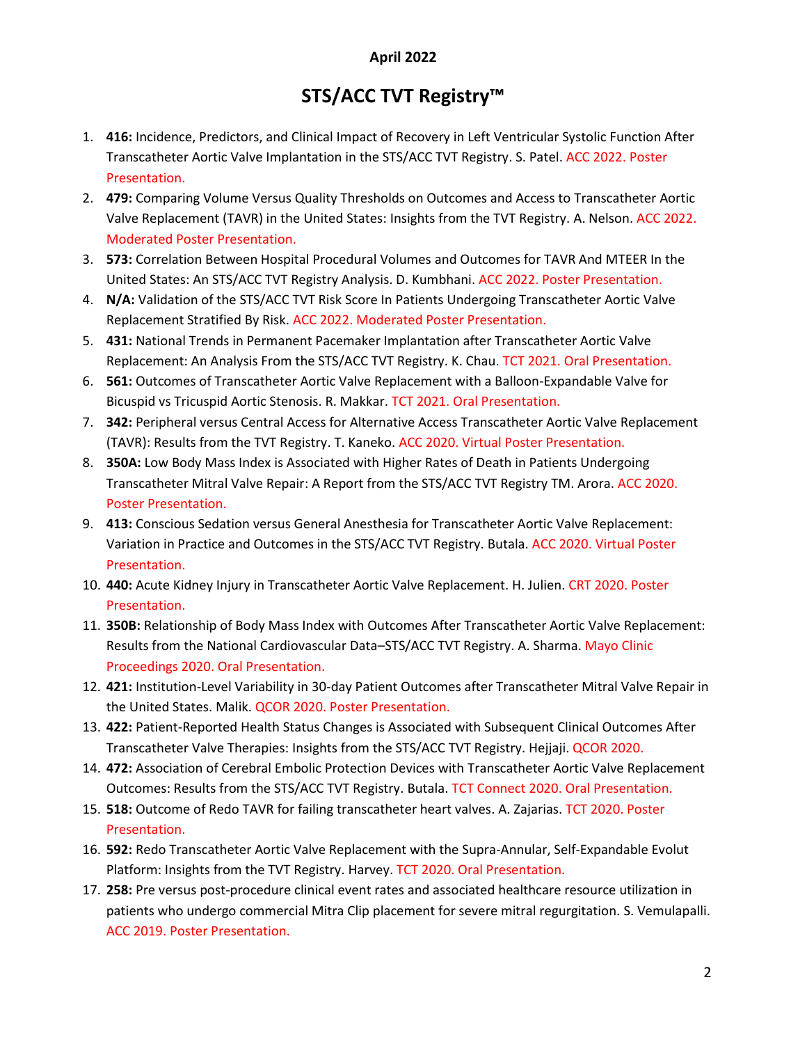**April 2022**

# STS/ACC TVT Registry™

1. **416:** Incidence, Predictors, and Clinical Impact of Recovery in Left Ventricular Systolic Function After Transcatheter Aortic Valve Implantation in the STS/ACC TVT Registry. S. Patel. ACC 2022. Poster Presentation.
2. **479:** Comparing Volume Versus Quality Thresholds on Outcomes and Access to Transcatheter Aortic Valve Replacement (TAVR) in the United States: Insights from the TVT Registry. A. Nelson. ACC 2022. Moderated Poster Presentation.
3. **573:** Correlation Between Hospital Procedural Volumes and Outcomes for TAVR And MTEER In the United States: An STS/ACC TVT Registry Analysis. D. Kumbhani. ACC 2022. Poster Presentation.
4. **N/A:** Validation of the STS/ACC TVT Risk Score In Patients Undergoing Transcatheter Aortic Valve Replacement Stratified By Risk. ACC 2022. Moderated Poster Presentation.
5. **431:** National Trends in Permanent Pacemaker Implantation after Transcatheter Aortic Valve Replacement: An Analysis From the STS/ACC TVT Registry. K. Chau. TCT 2021. Oral Presentation.
6. **561:** Outcomes of Transcatheter Aortic Valve Replacement with a Balloon-Expandable Valve for Bicuspid vs Tricuspid Aortic Stenosis. R. Makkar. TCT 2021. Oral Presentation.
7. **342:** Peripheral versus Central Access for Alternative Access Transcatheter Aortic Valve Replacement (TAVR): Results from the TVT Registry. T. Kaneko. ACC 2020. Virtual Poster Presentation.
8. **350A:** Low Body Mass Index is Associated with Higher Rates of Death in Patients Undergoing Transcatheter Mitral Valve Repair: A Report from the STS/ACC TVT Registry TM. Arora. ACC 2020. Poster Presentation.
9. **413:** Conscious Sedation versus General Anesthesia for Transcatheter Aortic Valve Replacement: Variation in Practice and Outcomes in the STS/ACC TVT Registry. Butala. ACC 2020. Virtual Poster Presentation.
10. **440:** Acute Kidney Injury in Transcatheter Aortic Valve Replacement. H. Julien. CRT 2020. Poster Presentation.
11. **350B:** Relationship of Body Mass Index with Outcomes After Transcatheter Aortic Valve Replacement: Results from the National Cardiovascular Data–STS/ACC TVT Registry. A. Sharma. Mayo Clinic Proceedings 2020. Oral Presentation.
12. **421:** Institution-Level Variability in 30-day Patient Outcomes after Transcatheter Mitral Valve Repair in the United States. Malik. QCOR 2020. Poster Presentation.
13. **422:** Patient-Reported Health Status Changes is Associated with Subsequent Clinical Outcomes After Transcatheter Valve Therapies: Insights from the STS/ACC TVT Registry. Hejjaji. QCOR 2020.
14. **472:** Association of Cerebral Embolic Protection Devices with Transcatheter Aortic Valve Replacement Outcomes: Results from the STS/ACC TVT Registry. Butala. TCT Connect 2020. Oral Presentation.
15. **518:** Outcome of Redo TAVR for failing transcatheter heart valves. A. Zajarias. TCT 2020. Poster Presentation.
16. **592:** Redo Transcatheter Aortic Valve Replacement with the Supra-Annular, Self-Expandable Evolut Platform: Insights from the TVT Registry. Harvey. TCT 2020. Oral Presentation.
17. **258:** Pre versus post-procedure clinical event rates and associated healthcare resource utilization in patients who undergo commercial Mitra Clip placement for severe mitral regurgitation. S. Vemulapalli. ACC 2019. Poster Presentation.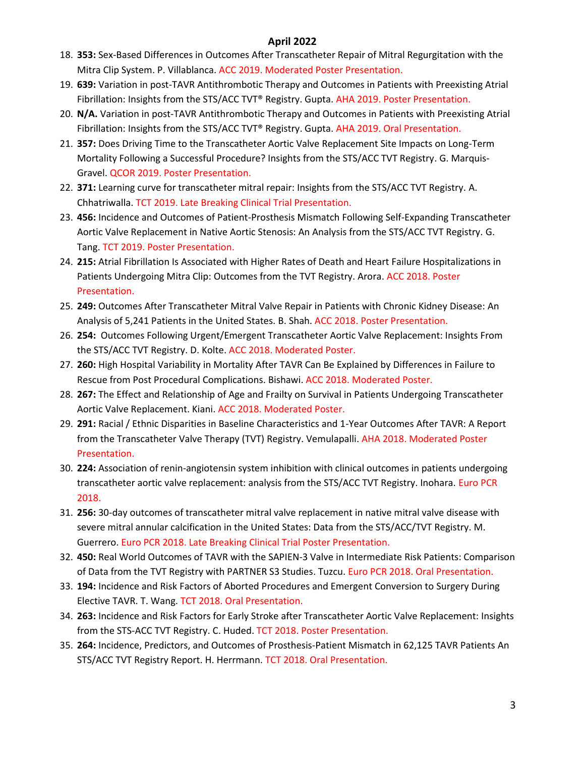April 2022

18. **353:** Sex-Based Differences in Outcomes After Transcatheter Repair of Mitral Regurgitation with the Mitra Clip System. P. Villablanca. ACC 2019. Moderated Poster Presentation.
19. **639:** Variation in post-TAVR Antithrombotic Therapy and Outcomes in Patients with Preexisting Atrial Fibrillation: Insights from the STS/ACC TVT® Registry. Gupta. AHA 2019. Poster Presentation.
20. **N/A.** Variation in post-TAVR Antithrombotic Therapy and Outcomes in Patients with Preexisting Atrial Fibrillation: Insights from the STS/ACC TVT® Registry. Gupta. AHA 2019. Oral Presentation.
21. **357:** Does Driving Time to the Transcatheter Aortic Valve Replacement Site Impacts on Long-Term Mortality Following a Successful Procedure? Insights from the STS/ACC TVT Registry. G. Marquis-Gravel. QCOR 2019. Poster Presentation.
22. **371:** Learning curve for transcatheter mitral repair: Insights from the STS/ACC TVT Registry. A. Chhatriwalla. TCT 2019. Late Breaking Clinical Trial Presentation.
23. **456:** Incidence and Outcomes of Patient-Prosthesis Mismatch Following Self-Expanding Transcatheter Aortic Valve Replacement in Native Aortic Stenosis: An Analysis from the STS/ACC TVT Registry. G. Tang. TCT 2019. Poster Presentation.
24. **215:** Atrial Fibrillation Is Associated with Higher Rates of Death and Heart Failure Hospitalizations in Patients Undergoing Mitra Clip: Outcomes from the TVT Registry. Arora. ACC 2018. Poster Presentation.
25. **249:** Outcomes After Transcatheter Mitral Valve Repair in Patients with Chronic Kidney Disease: An Analysis of 5,241 Patients in the United States. B. Shah. ACC 2018. Poster Presentation.
26. **254:** Outcomes Following Urgent/Emergent Transcatheter Aortic Valve Replacement: Insights From the STS/ACC TVT Registry. D. Kolte. ACC 2018. Moderated Poster.
27. **260:** High Hospital Variability in Mortality After TAVR Can Be Explained by Differences in Failure to Rescue from Post Procedural Complications. Bishawi. ACC 2018. Moderated Poster.
28. **267:** The Effect and Relationship of Age and Frailty on Survival in Patients Undergoing Transcatheter Aortic Valve Replacement. Kiani. ACC 2018. Moderated Poster.
29. **291:** Racial / Ethnic Disparities in Baseline Characteristics and 1-Year Outcomes After TAVR: A Report from the Transcatheter Valve Therapy (TVT) Registry. Vemulapalli. AHA 2018. Moderated Poster Presentation.
30. **224:** Association of renin-angiotensin system inhibition with clinical outcomes in patients undergoing transcatheter aortic valve replacement: analysis from the STS/ACC TVT Registry. Inohara. Euro PCR 2018.
31. **256:** 30-day outcomes of transcatheter mitral valve replacement in native mitral valve disease with severe mitral annular calcification in the United States: Data from the STS/ACC/TVT Registry. M. Guerrero. Euro PCR 2018. Late Breaking Clinical Trial Poster Presentation.
32. **450:** Real World Outcomes of TAVR with the SAPIEN-3 Valve in Intermediate Risk Patients: Comparison of Data from the TVT Registry with PARTNER S3 Studies. Tuzcu. Euro PCR 2018. Oral Presentation.
33. **194:** Incidence and Risk Factors of Aborted Procedures and Emergent Conversion to Surgery During Elective TAVR. T. Wang. TCT 2018. Oral Presentation.
34. **263:** Incidence and Risk Factors for Early Stroke after Transcatheter Aortic Valve Replacement: Insights from the STS-ACC TVT Registry. C. Huded. TCT 2018. Poster Presentation.
35. **264:** Incidence, Predictors, and Outcomes of Prosthesis-Patient Mismatch in 62,125 TAVR Patients An STS/ACC TVT Registry Report. H. Herrmann. TCT 2018. Oral Presentation.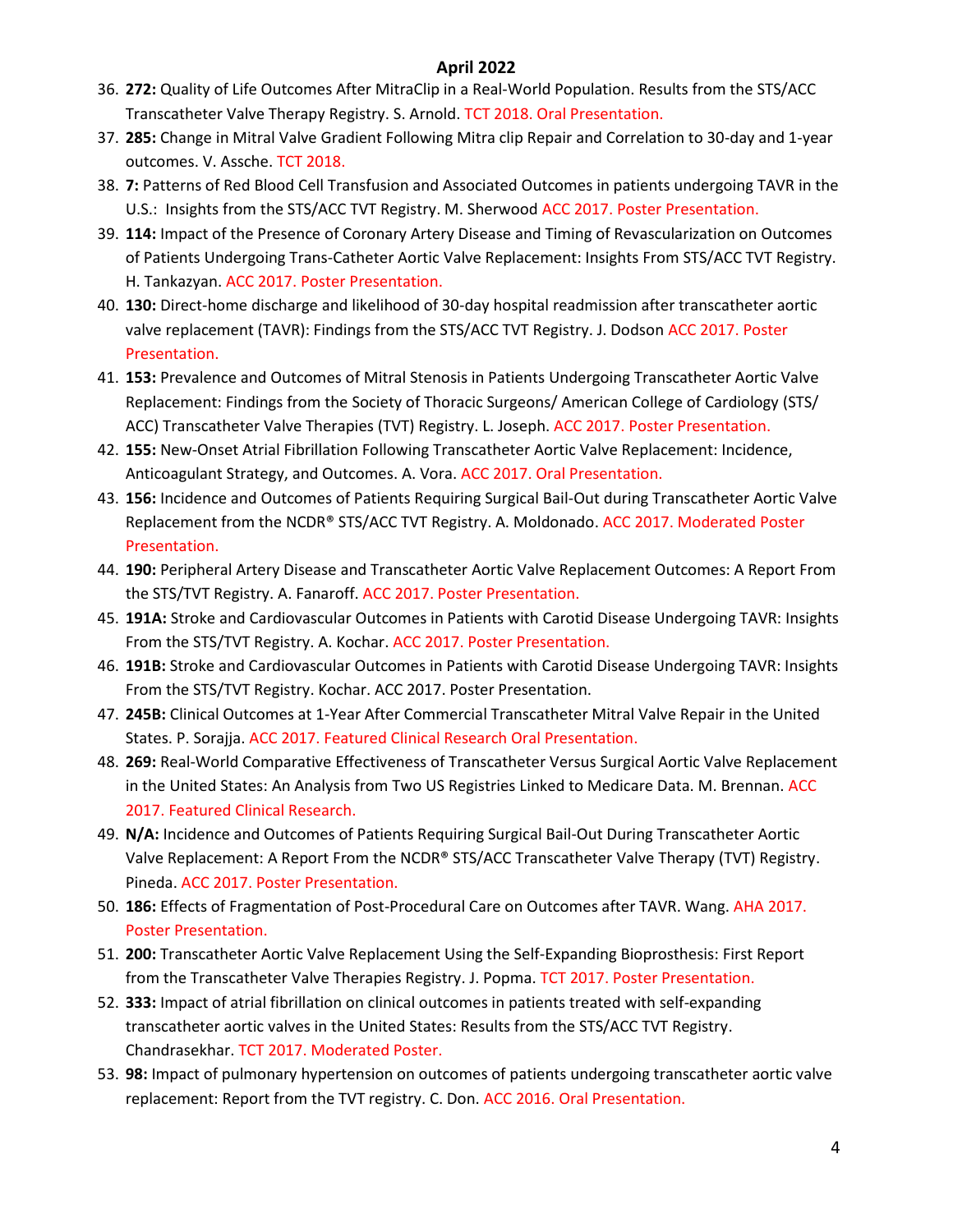**April 2022**

36. **272:** Quality of Life Outcomes After MitraClip in a Real-World Population. Results from the STS/ACC Transcatheter Valve Therapy Registry. S. Arnold. TCT 2018. Oral Presentation.
37. **285:** Change in Mitral Valve Gradient Following Mitra clip Repair and Correlation to 30-day and 1-year outcomes. V. Assche. TCT 2018.
38. **7:** Patterns of Red Blood Cell Transfusion and Associated Outcomes in patients undergoing TAVR in the U.S.: Insights from the STS/ACC TVT Registry. M. Sherwood ACC 2017. Poster Presentation.
39. **114:** Impact of the Presence of Coronary Artery Disease and Timing of Revascularization on Outcomes of Patients Undergoing Trans-Catheter Aortic Valve Replacement: Insights From STS/ACC TVT Registry. H. Tankazyan. ACC 2017. Poster Presentation.
40. **130:** Direct-home discharge and likelihood of 30-day hospital readmission after transcatheter aortic valve replacement (TAVR): Findings from the STS/ACC TVT Registry. J. Dodson ACC 2017. Poster Presentation.
41. **153:** Prevalence and Outcomes of Mitral Stenosis in Patients Undergoing Transcatheter Aortic Valve Replacement: Findings from the Society of Thoracic Surgeons/ American College of Cardiology (STS/ ACC) Transcatheter Valve Therapies (TVT) Registry. L. Joseph. ACC 2017. Poster Presentation.
42. **155:** New-Onset Atrial Fibrillation Following Transcatheter Aortic Valve Replacement: Incidence, Anticoagulant Strategy, and Outcomes. A. Vora. ACC 2017. Oral Presentation.
43. **156:** Incidence and Outcomes of Patients Requiring Surgical Bail-Out during Transcatheter Aortic Valve Replacement from the NCDR® STS/ACC TVT Registry. A. Moldonado. ACC 2017. Moderated Poster Presentation.
44. **190:** Peripheral Artery Disease and Transcatheter Aortic Valve Replacement Outcomes: A Report From the STS/TVT Registry. A. Fanaroff. ACC 2017. Poster Presentation.
45. **191A:** Stroke and Cardiovascular Outcomes in Patients with Carotid Disease Undergoing TAVR: Insights From the STS/TVT Registry. A. Kochar. ACC 2017. Poster Presentation.
46. **191B:** Stroke and Cardiovascular Outcomes in Patients with Carotid Disease Undergoing TAVR: Insights From the STS/TVT Registry. Kochar. ACC 2017. Poster Presentation.
47. **245B:** Clinical Outcomes at 1-Year After Commercial Transcatheter Mitral Valve Repair in the United States. P. Sorajja. ACC 2017. Featured Clinical Research Oral Presentation.
48. **269:** Real-World Comparative Effectiveness of Transcatheter Versus Surgical Aortic Valve Replacement in the United States: An Analysis from Two US Registries Linked to Medicare Data. M. Brennan. ACC 2017. Featured Clinical Research.
49. **N/A:** Incidence and Outcomes of Patients Requiring Surgical Bail-Out During Transcatheter Aortic Valve Replacement: A Report From the NCDR® STS/ACC Transcatheter Valve Therapy (TVT) Registry. Pineda. ACC 2017. Poster Presentation.
50. **186:** Effects of Fragmentation of Post-Procedural Care on Outcomes after TAVR. Wang. AHA 2017. Poster Presentation.
51. **200:** Transcatheter Aortic Valve Replacement Using the Self-Expanding Bioprosthesis: First Report from the Transcatheter Valve Therapies Registry. J. Popma. TCT 2017. Poster Presentation.
52. **333:** Impact of atrial fibrillation on clinical outcomes in patients treated with self-expanding transcatheter aortic valves in the United States: Results from the STS/ACC TVT Registry. Chandrasekhar. TCT 2017. Moderated Poster.
53. **98:** Impact of pulmonary hypertension on outcomes of patients undergoing transcatheter aortic valve replacement: Report from the TVT registry. C. Don. ACC 2016. Oral Presentation.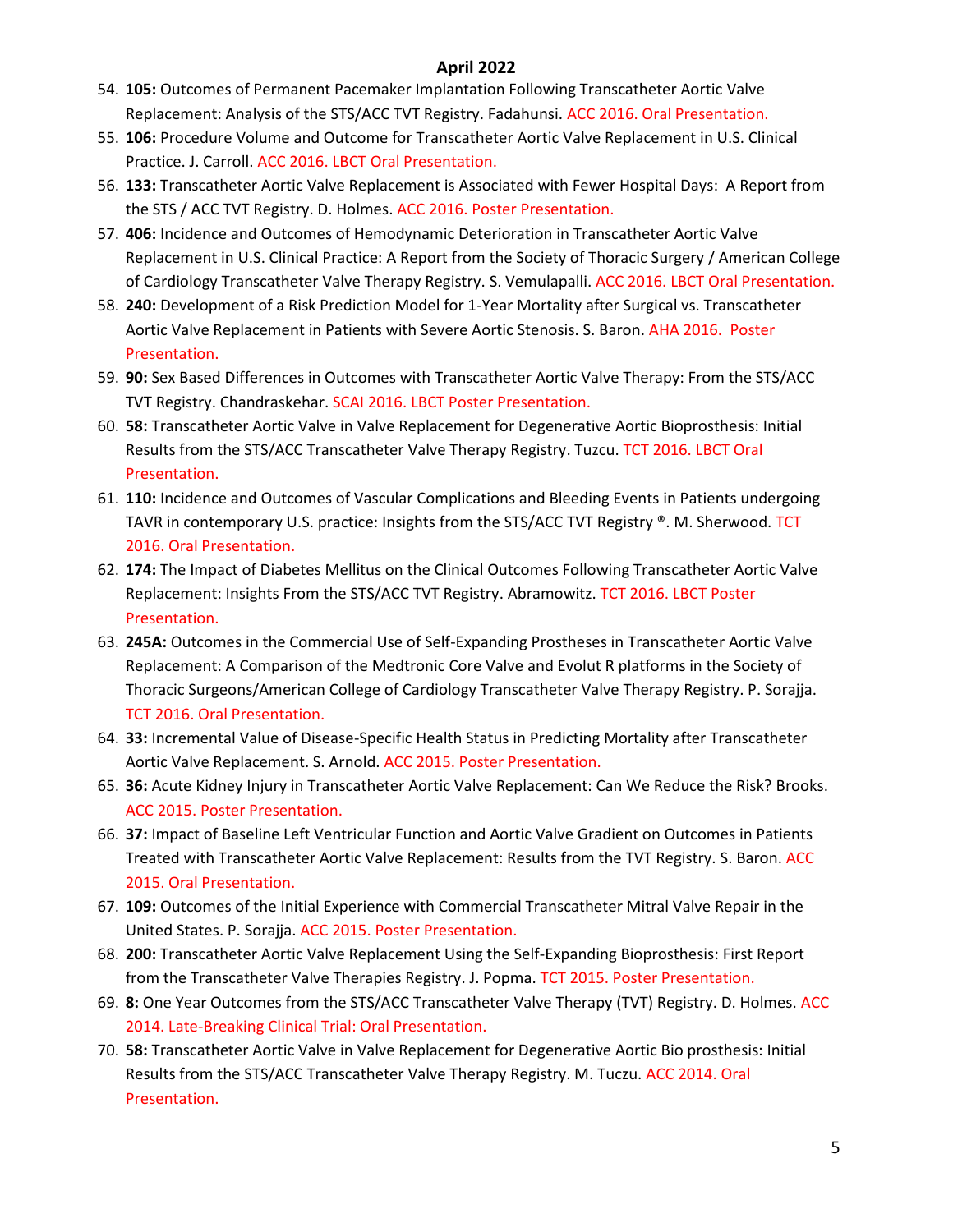**April 2022**

54. **105:** Outcomes of Permanent Pacemaker Implantation Following Transcatheter Aortic Valve Replacement: Analysis of the STS/ACC TVT Registry. Fadahunsi. ACC 2016. Oral Presentation.
55. **106:** Procedure Volume and Outcome for Transcatheter Aortic Valve Replacement in U.S. Clinical Practice. J. Carroll. ACC 2016. LBCT Oral Presentation.
56. **133:** Transcatheter Aortic Valve Replacement is Associated with Fewer Hospital Days: A Report from the STS / ACC TVT Registry. D. Holmes. ACC 2016. Poster Presentation.
57. **406:** Incidence and Outcomes of Hemodynamic Deterioration in Transcatheter Aortic Valve Replacement in U.S. Clinical Practice: A Report from the Society of Thoracic Surgery / American College of Cardiology Transcatheter Valve Therapy Registry. S. Vemulapalli. ACC 2016. LBCT Oral Presentation.
58. **240:** Development of a Risk Prediction Model for 1-Year Mortality after Surgical vs. Transcatheter Aortic Valve Replacement in Patients with Severe Aortic Stenosis. S. Baron. AHA 2016. Poster Presentation.
59. **90:** Sex Based Differences in Outcomes with Transcatheter Aortic Valve Therapy: From the STS/ACC TVT Registry. Chandraskehar. SCAI 2016. LBCT Poster Presentation.
60. **58:** Transcatheter Aortic Valve in Valve Replacement for Degenerative Aortic Bioprosthesis: Initial Results from the STS/ACC Transcatheter Valve Therapy Registry. Tuzcu. TCT 2016. LBCT Oral Presentation.
61. **110:** Incidence and Outcomes of Vascular Complications and Bleeding Events in Patients undergoing TAVR in contemporary U.S. practice: Insights from the STS/ACC TVT Registry ®. M. Sherwood. TCT 2016. Oral Presentation.
62. **174:** The Impact of Diabetes Mellitus on the Clinical Outcomes Following Transcatheter Aortic Valve Replacement: Insights From the STS/ACC TVT Registry. Abramowitz. TCT 2016. LBCT Poster Presentation.
63. **245A:** Outcomes in the Commercial Use of Self-Expanding Prostheses in Transcatheter Aortic Valve Replacement: A Comparison of the Medtronic Core Valve and Evolut R platforms in the Society of Thoracic Surgeons/American College of Cardiology Transcatheter Valve Therapy Registry. P. Sorajja. TCT 2016. Oral Presentation.
64. **33:** Incremental Value of Disease-Specific Health Status in Predicting Mortality after Transcatheter Aortic Valve Replacement. S. Arnold. ACC 2015. Poster Presentation.
65. **36:** Acute Kidney Injury in Transcatheter Aortic Valve Replacement: Can We Reduce the Risk? Brooks. ACC 2015. Poster Presentation.
66. **37:** Impact of Baseline Left Ventricular Function and Aortic Valve Gradient on Outcomes in Patients Treated with Transcatheter Aortic Valve Replacement: Results from the TVT Registry. S. Baron. ACC 2015. Oral Presentation.
67. **109:** Outcomes of the Initial Experience with Commercial Transcatheter Mitral Valve Repair in the United States. P. Sorajja. ACC 2015. Poster Presentation.
68. **200:** Transcatheter Aortic Valve Replacement Using the Self-Expanding Bioprosthesis: First Report from the Transcatheter Valve Therapies Registry. J. Popma. TCT 2015. Poster Presentation.
69. **8:** One Year Outcomes from the STS/ACC Transcatheter Valve Therapy (TVT) Registry. D. Holmes. ACC 2014. Late-Breaking Clinical Trial: Oral Presentation.
70. **58:** Transcatheter Aortic Valve in Valve Replacement for Degenerative Aortic Bio prosthesis: Initial Results from the STS/ACC Transcatheter Valve Therapy Registry. M. Tuzcu. ACC 2014. Oral Presentation.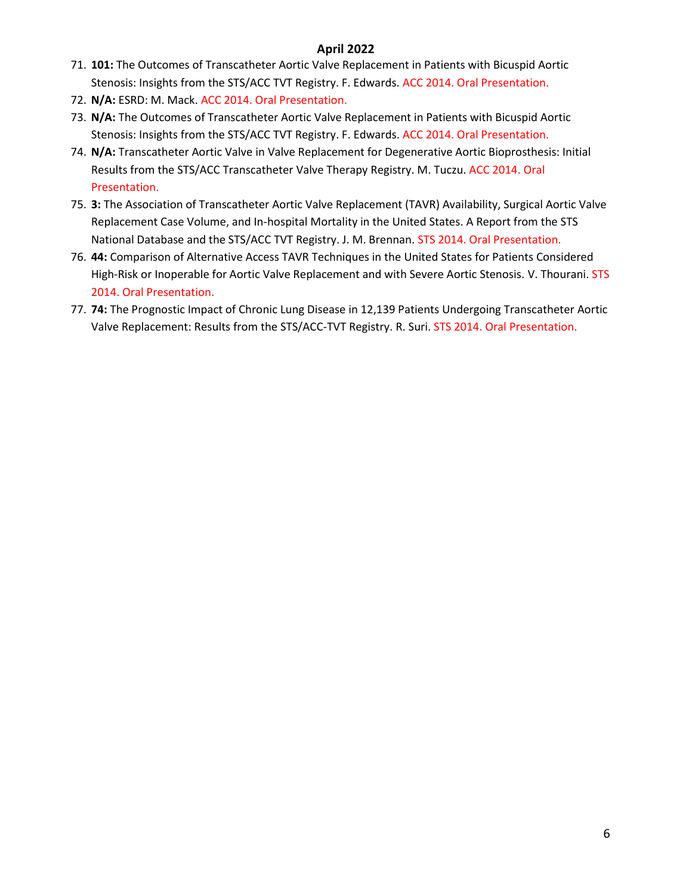## April 2022

71. **101:** The Outcomes of Transcatheter Aortic Valve Replacement in Patients with Bicuspid Aortic Stenosis: Insights from the STS/ACC TVT Registry. F. Edwards. ACC 2014. Oral Presentation.
72. **N/A:** ESRD: M. Mack. ACC 2014. Oral Presentation.
73. **N/A:** The Outcomes of Transcatheter Aortic Valve Replacement in Patients with Bicuspid Aortic Stenosis: Insights from the STS/ACC TVT Registry. F. Edwards. ACC 2014. Oral Presentation.
74. **N/A:** Transcatheter Aortic Valve in Valve Replacement for Degenerative Aortic Bioprosthesis: Initial Results from the STS/ACC Transcatheter Valve Therapy Registry. M. Tuczu. ACC 2014. Oral Presentation.
75. **3:** The Association of Transcatheter Aortic Valve Replacement (TAVR) Availability, Surgical Aortic Valve Replacement Case Volume, and In-hospital Mortality in the United States. A Report from the STS National Database and the STS/ACC TVT Registry. J. M. Brennan. STS 2014. Oral Presentation.
76. **44:** Comparison of Alternative Access TAVR Techniques in the United States for Patients Considered High-Risk or Inoperable for Aortic Valve Replacement and with Severe Aortic Stenosis. V. Thourani. STS 2014. Oral Presentation.
77. **74:** The Prognostic Impact of Chronic Lung Disease in 12,139 Patients Undergoing Transcatheter Aortic Valve Replacement: Results from the STS/ACC-TVT Registry. R. Suri. STS 2014. Oral Presentation.